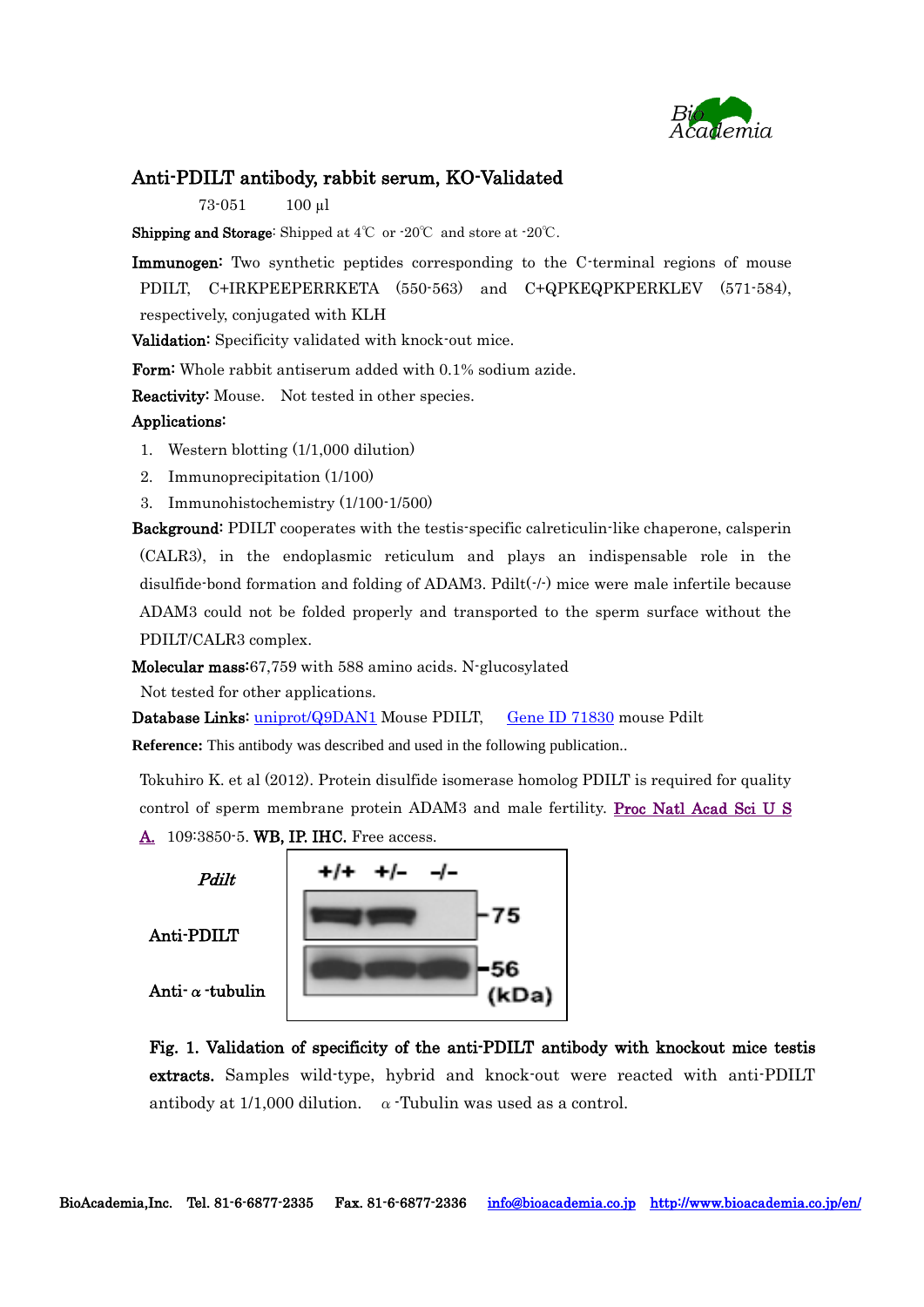# Anti-PDILT antibody, rabbit serum, KO-Validated

73-051　　100 µl

**Shipping and Storage**: Shipped at 4℃ or -20℃ and store at -20℃.

**Immunogen:** Two synthetic peptides corresponding to the C-terminal regions of mouse PDILT, C+IRKPEEPERRKETA (550-563) and C+QPKEQPKPERKLEV (571-584), respectively, conjugated with KLH

**Validation:** Specificity validated with knock-out mice.

**Form:** Whole rabbit antiserum added with 0.1% sodium azide.

**Reactivity:** Mouse. Not tested in other species.

**Applications:**

1. Western blotting (1/1,000 dilution)
2. Immunoprecipitation (1/100)
3. Immunohistochemistry (1/100-1/500)

**Background:** PDILT cooperates with the testis-specific calreticulin-like chaperone, calsperin (CALR3), in the endoplasmic reticulum and plays an indispensable role in the disulfide-bond formation and folding of ADAM3. Pdilt(-/-) mice were male infertile because ADAM3 could not be folded properly and transported to the sperm surface without the PDILT/CALR3 complex.

**Molecular mass:** 67,759 with 588 amino acids. N-glucosylated

Not tested for other applications.

**Database Links:** uniprot/Q9DAN1 Mouse PDILT, Gene ID 71830 mouse Pdilt

**Reference:** This antibody was described and used in the following publication..

Tokuhiro K. et al (2012). Protein disulfide isomerase homolog PDILT is required for quality control of sperm membrane protein ADAM3 and male fertility. Proc Natl Acad Sci U S A. 109:3850-5. **WB, IP, IHC.** Free access.

*Pdilt*　+/+　+/-　-/-

Anti-PDILT　-75

Anti-α-tubulin　-56 (kDa)

**Fig. 1. Validation of specificity of the anti-PDILT antibody with knockout mice testis extracts.** Samples wild-type, hybrid and knock-out were reacted with anti-PDILT antibody at 1/1,000 dilution. α-Tubulin was used as a control.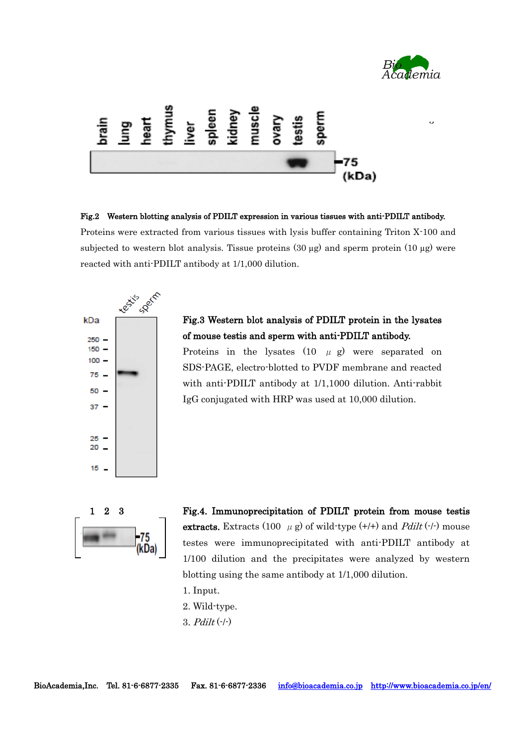**Fig.2 Western blotting analysis of PDILT expression in various tissues with anti-PDILT antibody.**
Proteins were extracted from various tissues with lysis buffer containing Triton X-100 and subjected to western blot analysis. Tissue proteins (30 μg) and sperm protein (10 μg) were reacted with anti-PDILT antibody at 1/1,000 dilution.

**Fig.3 Western blot analysis of PDILT protein in the lysates of mouse testis and sperm with anti-PDILT antibody.**
Proteins in the lysates (10 μg) were separated on SDS-PAGE, electro-blotted to PVDF membrane and reacted with anti-PDILT antibody at 1/1,1000 dilution. Anti-rabbit IgG conjugated with HRP was used at 10,000 dilution.

**Fig.4. Immunoprecipitation of PDILT protein from mouse testis extracts.** Extracts (100 μg) of wild-type (+/+) and *Pdilt* (-/-) mouse testes were immunoprecipitated with anti-PDILT antibody at 1/100 dilution and the precipitates were analyzed by western blotting using the same antibody at 1/1,000 dilution.

1. Input.
2. Wild-type.
3. *Pdilt* (-/-)

BioAcademia,Inc. Tel. 81-6-6877-2335 Fax. 81-6-6877-2336 info@bioacademia.co.jp http://www.bioacademia.co.jp/en/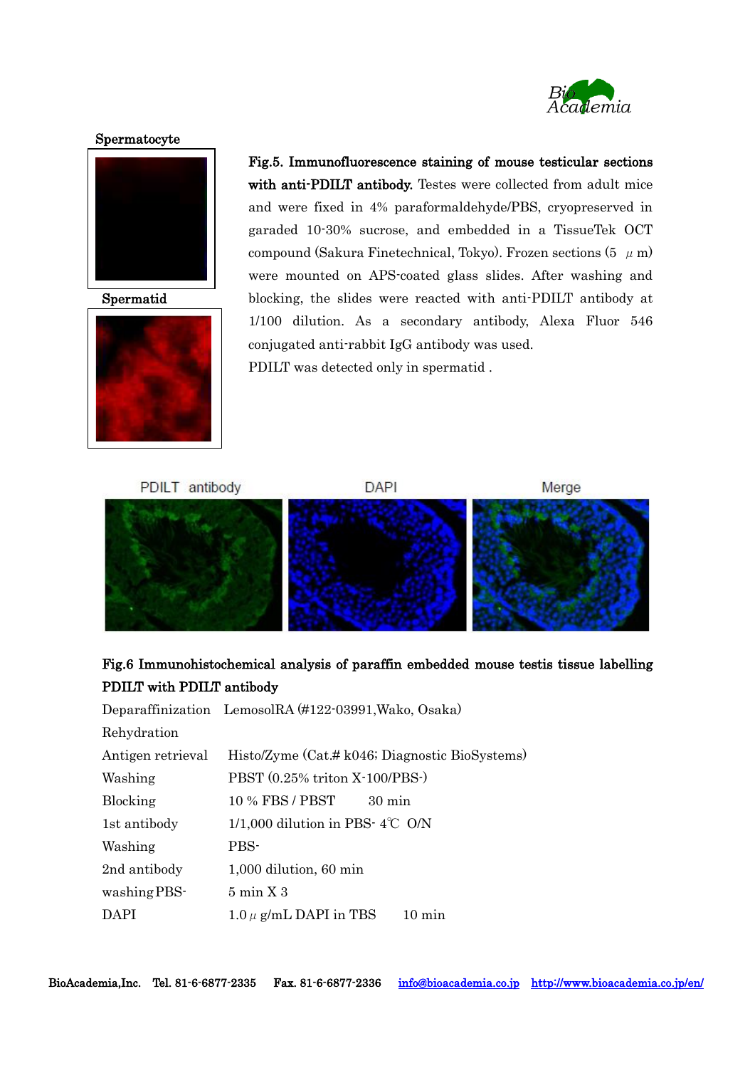Spermatocyte

Spermatid

**Fig.5. Immunofluorescence staining of mouse testicular sections with anti-PDILT antibody.** Testes were collected from adult mice and were fixed in 4% paraformaldehyde/PBS, cryopreserved in garaded 10-30% sucrose, and embedded in a TissueTek OCT compound (Sakura Finetechnical, Tokyo). Frozen sections (5 μm) were mounted on APS-coated glass slides. After washing and blocking, the slides were reacted with anti-PDILT antibody at 1/100 dilution. As a secondary antibody, Alexa Fluor 546 conjugated anti-rabbit IgG antibody was used.
PDILT was detected only in spermatid .

PDILT antibody

DAPI

Merge

**Fig.6 Immunohistochemical analysis of paraffin embedded mouse testis tissue labelling PDILT with PDILT antibody**

| | |
|---|---|
| Deparaffinization | LemosolRA (#122-03991,Wako, Osaka) |
| Rehydration | |
| Antigen retrieval | Histo/Zyme (Cat.# k046; Diagnostic BioSystems) |
| Washing | PBST (0.25% triton X-100/PBS-) |
| Blocking | 10 % FBS / PBST 30 min |
| 1st antibody | 1/1,000 dilution in PBS- 4℃ O/N |
| Washing | PBS- |
| 2nd antibody | 1,000 dilution, 60 min |
| washing PBS- | 5 min X 3 |
| DAPI | 1.0 μg/mL DAPI in TBS 10 min |